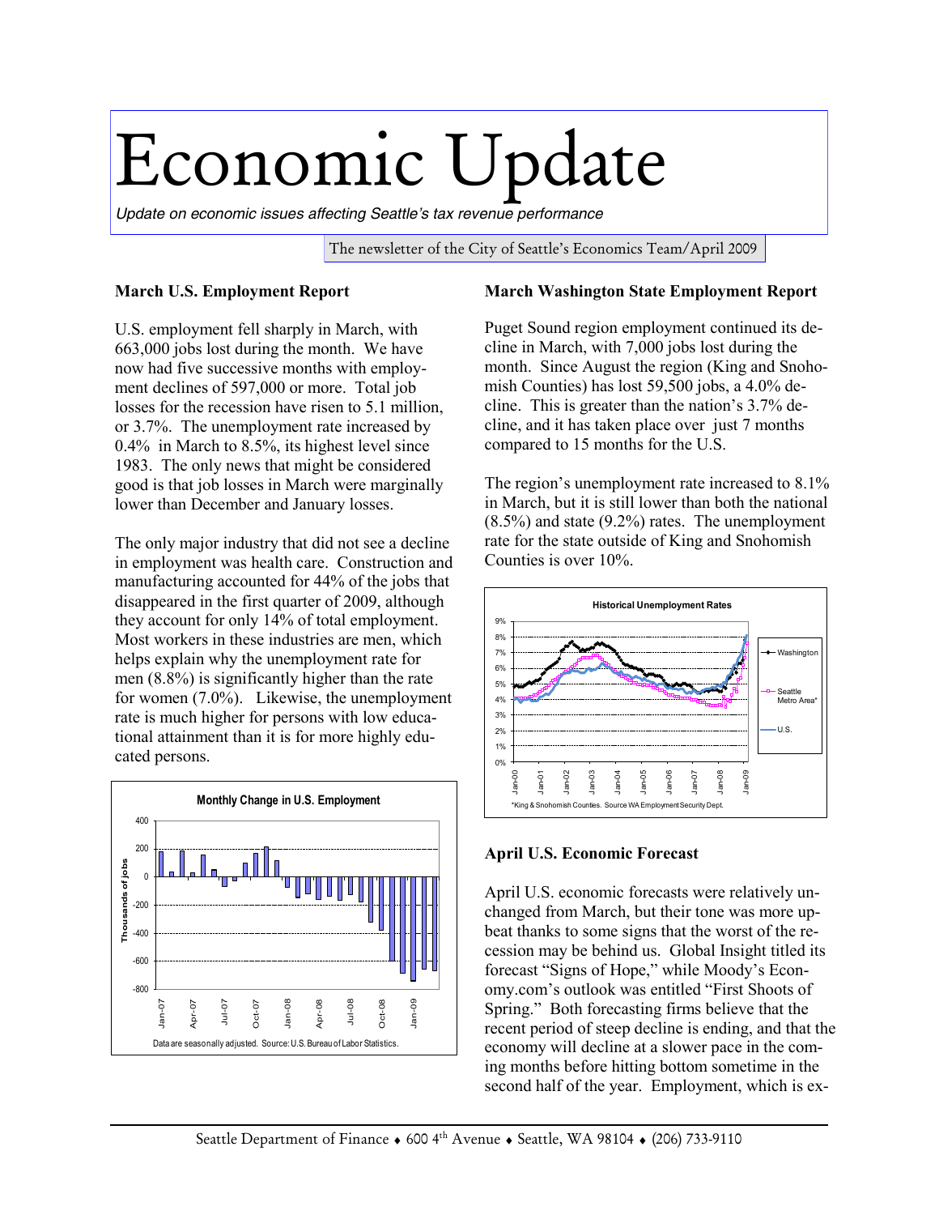# Economic Update

*Update on economic issues affecting Seattle's tax revenue performance*

The newsletter of the City of Seattle's Economics Team/April 2009

### March U.S. Employment Report

U.S. employment fell sharply in March, with 663,000 jobs lost during the month. We have now had five successive months with employment declines of 597,000 or more. Total job losses for the recession have risen to 5.1 million, or 3.7%. The unemployment rate increased by 0.4% in March to 8.5%, its highest level since 1983. The only news that might be considered good is that job losses in March were marginally lower than December and January losses.

The only major industry that did not see a decline in employment was health care. Construction and manufacturing accounted for 44% of the jobs that disappeared in the first quarter of 2009, although they account for only 14% of total employment. Most workers in these industries are men, which helps explain why the unemployment rate for men (8.8%) is significantly higher than the rate for women (7.0%). Likewise, the unemployment rate is much higher for persons with low educational attainment than it is for more highly educated persons.

**Monthly Change in U.S. Employment**

Data are seasonally adjusted. Source: U.S. Bureau of Labor Statistics.

### March Washington State Employment Report

Puget Sound region employment continued its decline in March, with 7,000 jobs lost during the month. Since August the region (King and Snohomish Counties) has lost 59,500 jobs, a 4.0% decline. This is greater than the nation's 3.7% decline, and it has taken place over just 7 months compared to 15 months for the U.S.

The region's unemployment rate increased to 8.1% in March, but it is still lower than both the national (8.5%) and state (9.2%) rates. The unemployment rate for the state outside of King and Snohomish Counties is over 10%.

**Historical Unemployment Rates**

*King & Snohomish Counties. Source WA Employment Security Dept.

### April U.S. Economic Forecast

April U.S. economic forecasts were relatively unchanged from March, but their tone was more upbeat thanks to some signs that the worst of the recession may be behind us. Global Insight titled its forecast "Signs of Hope," while Moody's Economy.com's outlook was entitled "First Shoots of Spring." Both forecasting firms believe that the recent period of steep decline is ending, and that the economy will decline at a slower pace in the coming months before hitting bottom sometime in the second half of the year. Employment, which is ex-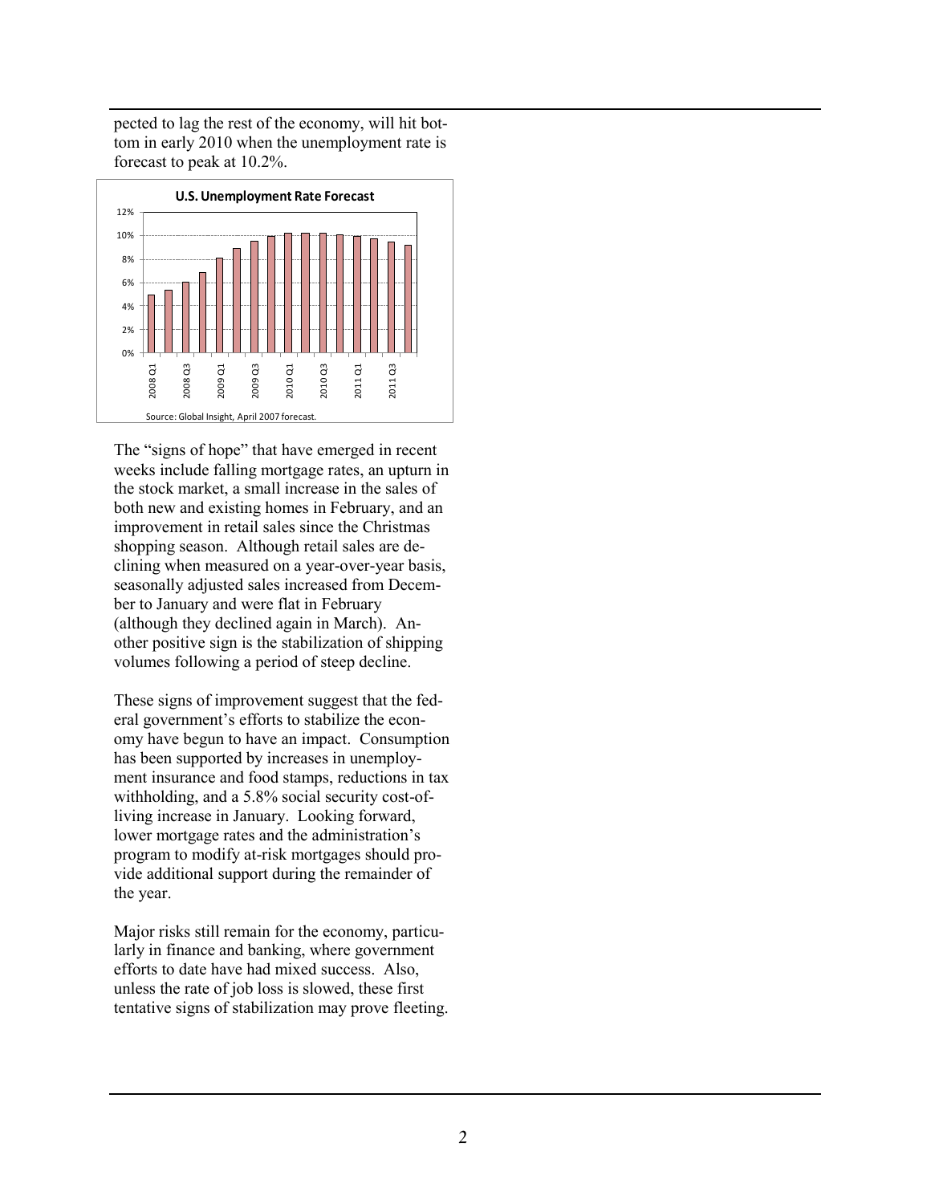pected to lag the rest of the economy, will hit bottom in early 2010 when the unemployment rate is forecast to peak at 10.2%.

**U.S. Unemployment Rate Forecast**

12%
10%
8%
6%
4%
2%
0%

2008 Q1
2008 Q3
2009 Q1
2009 Q3
2010 Q1
2010 Q3
2011 Q1
2011 Q3

Source: Global Insight, April 2007 forecast.

The "signs of hope" that have emerged in recent weeks include falling mortgage rates, an upturn in the stock market, a small increase in the sales of both new and existing homes in February, and an improvement in retail sales since the Christmas shopping season. Although retail sales are declining when measured on a year-over-year basis, seasonally adjusted sales increased from December to January and were flat in February (although they declined again in March). Another positive sign is the stabilization of shipping volumes following a period of steep decline.

These signs of improvement suggest that the federal government's efforts to stabilize the economy have begun to have an impact. Consumption has been supported by increases in unemployment insurance and food stamps, reductions in tax withholding, and a 5.8% social security cost-of-living increase in January. Looking forward, lower mortgage rates and the administration's program to modify at-risk mortgages should provide additional support during the remainder of the year.

Major risks still remain for the economy, particularly in finance and banking, where government efforts to date have had mixed success. Also, unless the rate of job loss is slowed, these first tentative signs of stabilization may prove fleeting.